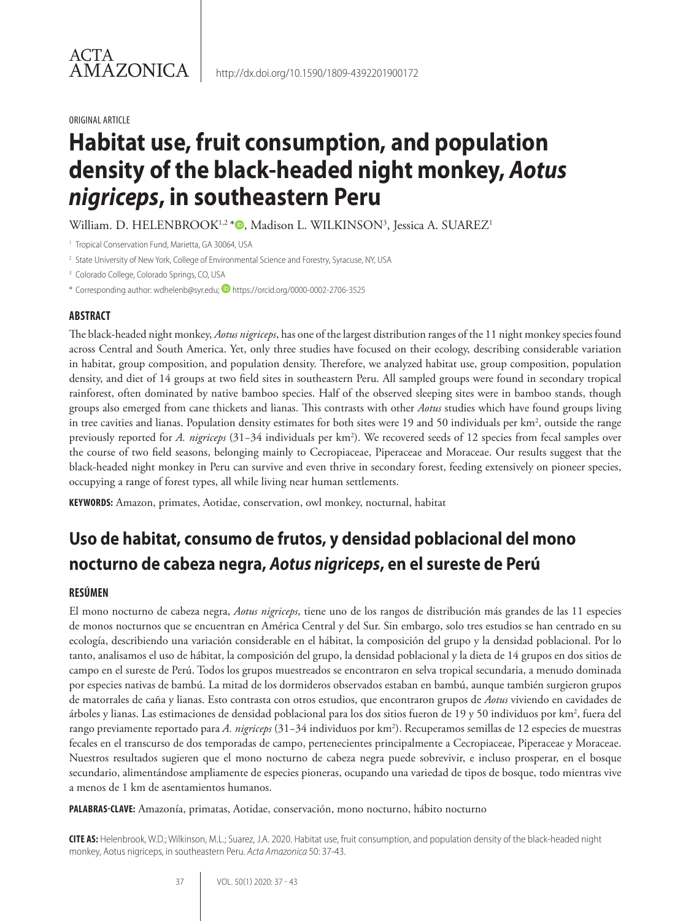ACTA AMAZONICA

http://dx.doi.org/10.1590/1809-4392201900172

ORIGINAL ARTICLE

# Habitat use, fruit consumption, and population density of the black-headed night monkey, *Aotus nigriceps*, in southeastern Peru

William. D. HELENBROOK[1,2]*, Madison L. WILKINSON[3], Jessica A. SUAREZ[1]

[1] Tropical Conservation Fund, Marietta, GA 30064, USA

[2] State University of New York, College of Environmental Science and Forestry, Syracuse, NY, USA

[3] Colorado College, Colorado Springs, CO, USA

* Corresponding author: wdhelenb@syr.edu; https://orcid.org/0000-0002-2706-3525

## ABSTRACT

The black-headed night monkey, *Aotus nigriceps*, has one of the largest distribution ranges of the 11 night monkey species found across Central and South America. Yet, only three studies have focused on their ecology, describing considerable variation in habitat, group composition, and population density. Therefore, we analyzed habitat use, group composition, population density, and diet of 14 groups at two field sites in southeastern Peru. All sampled groups were found in secondary tropical rainforest, often dominated by native bamboo species. Half of the observed sleeping sites were in bamboo stands, though groups also emerged from cane thickets and lianas. This contrasts with other *Aotus* studies which have found groups living in tree cavities and lianas. Population density estimates for both sites were 19 and 50 individuals per km$^2$, outside the range previously reported for *A. nigriceps* (31–34 individuals per km$^2$). We recovered seeds of 12 species from fecal samples over the course of two field seasons, belonging mainly to Cecropiaceae, Piperaceae and Moraceae. Our results suggest that the black-headed night monkey in Peru can survive and even thrive in secondary forest, feeding extensively on pioneer species, occupying a range of forest types, all while living near human settlements.

**KEYWORDS:** Amazon, primates, Aotidae, conservation, owl monkey, nocturnal, habitat

# Uso de habitat, consumo de frutos, y densidad poblacional del mono nocturno de cabeza negra, *Aotus nigriceps*, en el sureste de Perú

## RESÚMEN

El mono nocturno de cabeza negra, *Aotus nigriceps*, tiene uno de los rangos de distribución más grandes de las 11 especies de monos nocturnos que se encuentran en América Central y del Sur. Sin embargo, solo tres estudios se han centrado en su ecología, describiendo una variación considerable en el hábitat, la composición del grupo y la densidad poblacional. Por lo tanto, analisamos el uso de hábitat, la composición del grupo, la densidad poblacional y la dieta de 14 grupos en dos sitios de campo en el sureste de Perú. Todos los grupos muestreados se encontraron en selva tropical secundaria, a menudo dominada por especies nativas de bambú. La mitad de los dormideros observados estaban en bambú, aunque también surgieron grupos de matorrales de caña y lianas. Esto contrasta con otros estudios, que encontraron grupos de *Aotus* viviendo en cavidades de árboles y lianas. Las estimaciones de densidad poblacional para los dos sitios fueron de 19 y 50 individuos por km$^2$, fuera del rango previamente reportado para *A. nigriceps* (31–34 individuos por km$^2$). Recuperamos semillas de 12 especies de muestras fecales en el transcurso de dos temporadas de campo, pertenecientes principalmente a Cecropiaceae, Piperaceae y Moraceae. Nuestros resultados sugieren que el mono nocturno de cabeza negra puede sobrevivir, e incluso prosperar, en el bosque secundario, alimentándose ampliamente de especies pioneras, ocupando una variedad de tipos de bosque, todo mientras vive a menos de 1 km de asentamientos humanos.

**PALABRAS-CLAVE:** Amazonía, primatas, Aotidae, conservación, mono nocturno, hábito nocturno

**CITE AS:** Helenbrook, W.D.; Wilkinson, M.L.; Suarez, J.A. 2020. Habitat use, fruit consumption, and population density of the black-headed night monkey, Aotus nigriceps, in southeastern Peru. *Acta Amazonica* 50: 37-43.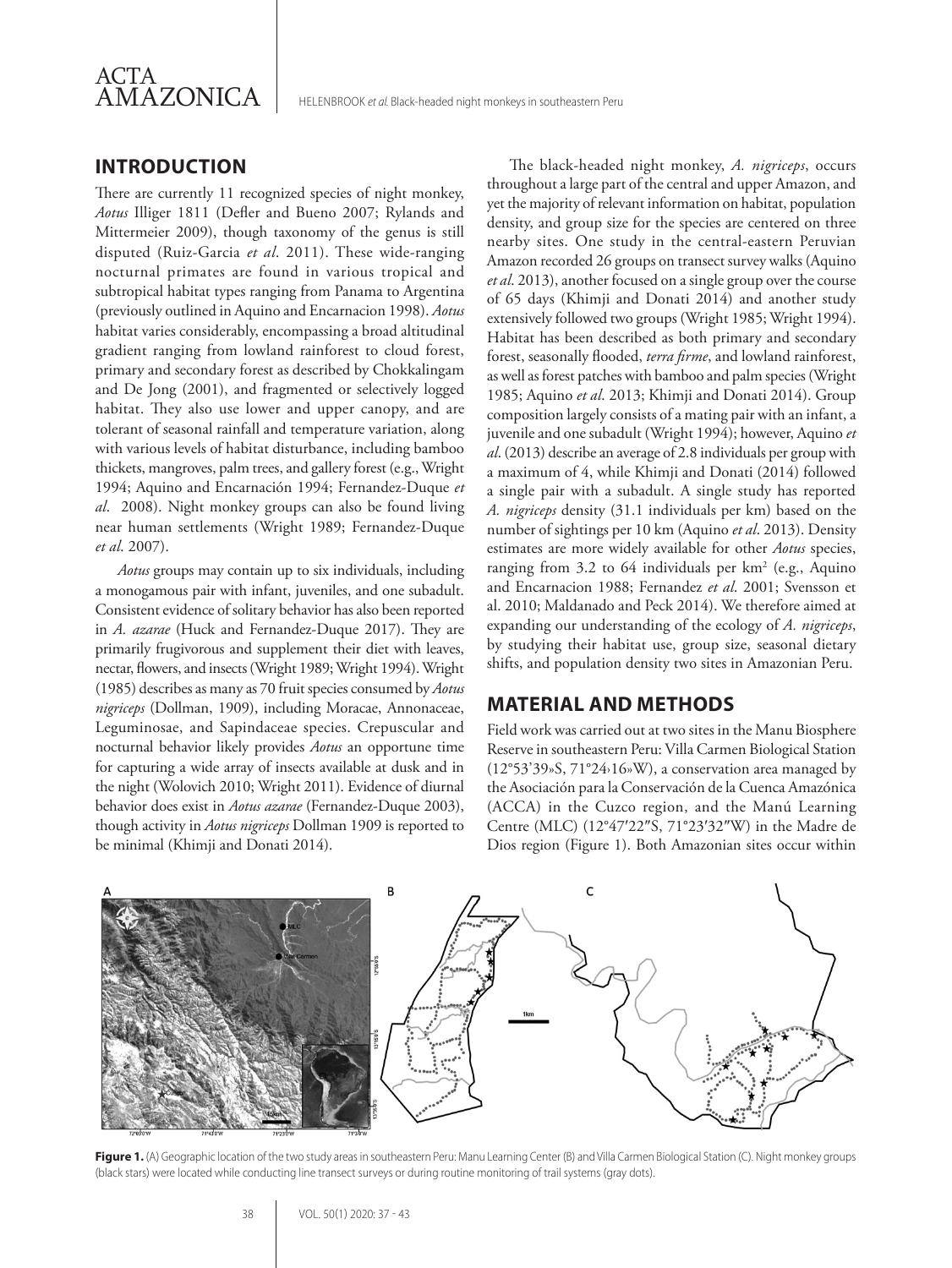## INTRODUCTION

There are currently 11 recognized species of night monkey, *Aotus* Illiger 1811 (Defler and Bueno 2007; Rylands and Mittermeier 2009), though taxonomy of the genus is still disputed (Ruiz-Garcia *et al*. 2011). These wide-ranging nocturnal primates are found in various tropical and subtropical habitat types ranging from Panama to Argentina (previously outlined in Aquino and Encarnacion 1998). *Aotus* habitat varies considerably, encompassing a broad altitudinal gradient ranging from lowland rainforest to cloud forest, primary and secondary forest as described by Chokkalingam and De Jong (2001), and fragmented or selectively logged habitat. They also use lower and upper canopy, and are tolerant of seasonal rainfall and temperature variation, along with various levels of habitat disturbance, including bamboo thickets, mangroves, palm trees, and gallery forest (e.g., Wright 1994; Aquino and Encarnación 1994; Fernandez-Duque *et al*. 2008). Night monkey groups can also be found living near human settlements (Wright 1989; Fernandez-Duque *et al*. 2007).

*Aotus* groups may contain up to six individuals, including a monogamous pair with infant, juveniles, and one subadult. Consistent evidence of solitary behavior has also been reported in *A. azarae* (Huck and Fernandez-Duque 2017). They are primarily frugivorous and supplement their diet with leaves, nectar, flowers, and insects (Wright 1989; Wright 1994). Wright (1985) describes as many as 70 fruit species consumed by *Aotus nigriceps* (Dollman, 1909), including Moracae, Annonaceae, Leguminosae, and Sapindaceae species. Crepuscular and nocturnal behavior likely provides *Aotus* an opportune time for capturing a wide array of insects available at dusk and in the night (Wolovich 2010; Wright 2011). Evidence of diurnal behavior does exist in *Aotus azarae* (Fernandez-Duque 2003), though activity in *Aotus nigriceps* Dollman 1909 is reported to be minimal (Khimji and Donati 2014).

The black-headed night monkey, *A. nigriceps*, occurs throughout a large part of the central and upper Amazon, and yet the majority of relevant information on habitat, population density, and group size for the species are centered on three nearby sites. One study in the central-eastern Peruvian Amazon recorded 26 groups on transect survey walks (Aquino *et al*. 2013), another focused on a single group over the course of 65 days (Khimji and Donati 2014) and another study extensively followed two groups (Wright 1985; Wright 1994). Habitat has been described as both primary and secondary forest, seasonally flooded, *terra firme*, and lowland rainforest, as well as forest patches with bamboo and palm species (Wright 1985; Aquino *et al*. 2013; Khimji and Donati 2014). Group composition largely consists of a mating pair with an infant, a juvenile and one subadult (Wright 1994); however, Aquino *et al*. (2013) describe an average of 2.8 individuals per group with a maximum of 4, while Khimji and Donati (2014) followed a single pair with a subadult. A single study has reported *A. nigriceps* density (31.1 individuals per km) based on the number of sightings per 10 km (Aquino *et al*. 2013). Density estimates are more widely available for other *Aotus* species, ranging from 3.2 to 64 individuals per km$^2$ (e.g., Aquino and Encarnacion 1988; Fernandez *et al*. 2001; Svensson et al. 2010; Maldanado and Peck 2014). We therefore aimed at expanding our understanding of the ecology of *A. nigriceps*, by studying their habitat use, group size, seasonal dietary shifts, and population density two sites in Amazonian Peru.

## MATERIAL AND METHODS

Field work was carried out at two sites in the Manu Biosphere Reserve in southeastern Peru: Villa Carmen Biological Station (12°53'39»S, 71°24›16»W), a conservation area managed by the Asociación para la Conservación de la Cuenca Amazónica (ACCA) in the Cuzco region, and the Manú Learning Centre (MLC) (12°47′22″S, 71°23′32″W) in the Madre de Dios region (Figure 1). Both Amazonian sites occur within

**Figure 1.** (A) Geographic location of the two study areas in southeastern Peru: Manu Learning Center (B) and Villa Carmen Biological Station (C). Night monkey groups (black stars) were located while conducting line transect surveys or during routine monitoring of trail systems (gray dots).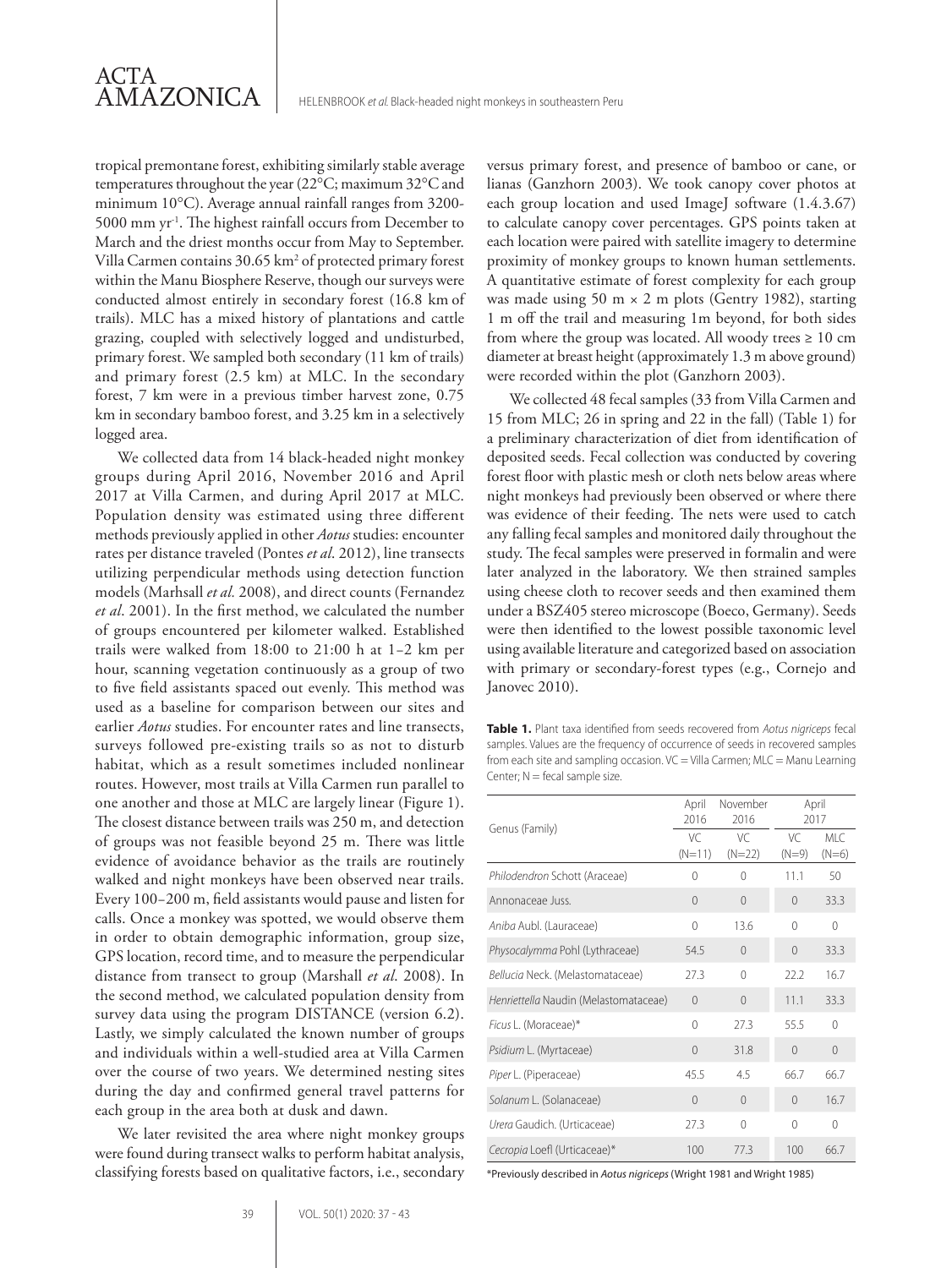tropical premontane forest, exhibiting similarly stable average temperatures throughout the year (22°C; maximum 32°C and minimum 10°C). Average annual rainfall ranges from 3200-5000 mm yr$^{-1}$. The highest rainfall occurs from December to March and the driest months occur from May to September. Villa Carmen contains 30.65 km$^2$ of protected primary forest within the Manu Biosphere Reserve, though our surveys were conducted almost entirely in secondary forest (16.8 km of trails). MLC has a mixed history of plantations and cattle grazing, coupled with selectively logged and undisturbed, primary forest. We sampled both secondary (11 km of trails) and primary forest (2.5 km) at MLC. In the secondary forest, 7 km were in a previous timber harvest zone, 0.75 km in secondary bamboo forest, and 3.25 km in a selectively logged area.

We collected data from 14 black-headed night monkey groups during April 2016, November 2016 and April 2017 at Villa Carmen, and during April 2017 at MLC. Population density was estimated using three different methods previously applied in other *Aotus* studies: encounter rates per distance traveled (Pontes *et al*. 2012), line transects utilizing perpendicular methods using detection function models (Marhsall *et al.* 2008), and direct counts (Fernandez *et al*. 2001). In the first method, we calculated the number of groups encountered per kilometer walked. Established trails were walked from 18:00 to 21:00 h at 1–2 km per hour, scanning vegetation continuously as a group of two to five field assistants spaced out evenly. This method was used as a baseline for comparison between our sites and earlier *Aotus* studies. For encounter rates and line transects, surveys followed pre-existing trails so as not to disturb habitat, which as a result sometimes included nonlinear routes. However, most trails at Villa Carmen run parallel to one another and those at MLC are largely linear (Figure 1). The closest distance between trails was 250 m, and detection of groups was not feasible beyond 25 m. There was little evidence of avoidance behavior as the trails are routinely walked and night monkeys have been observed near trails. Every 100–200 m, field assistants would pause and listen for calls. Once a monkey was spotted, we would observe them in order to obtain demographic information, group size, GPS location, record time, and to measure the perpendicular distance from transect to group (Marshall *et al*. 2008). In the second method, we calculated population density from survey data using the program DISTANCE (version 6.2). Lastly, we simply calculated the known number of groups and individuals within a well-studied area at Villa Carmen over the course of two years. We determined nesting sites during the day and confirmed general travel patterns for each group in the area both at dusk and dawn.

We later revisited the area where night monkey groups were found during transect walks to perform habitat analysis, classifying forests based on qualitative factors, i.e., secondary versus primary forest, and presence of bamboo or cane, or lianas (Ganzhorn 2003). We took canopy cover photos at each group location and used ImageJ software (1.4.3.67) to calculate canopy cover percentages. GPS points taken at each location were paired with satellite imagery to determine proximity of monkey groups to known human settlements. A quantitative estimate of forest complexity for each group was made using 50 m × 2 m plots (Gentry 1982), starting 1 m off the trail and measuring 1m beyond, for both sides from where the group was located. All woody trees ≥ 10 cm diameter at breast height (approximately 1.3 m above ground) were recorded within the plot (Ganzhorn 2003).

We collected 48 fecal samples (33 from Villa Carmen and 15 from MLC; 26 in spring and 22 in the fall) (Table 1) for a preliminary characterization of diet from identification of deposited seeds. Fecal collection was conducted by covering forest floor with plastic mesh or cloth nets below areas where night monkeys had previously been observed or where there was evidence of their feeding. The nets were used to catch any falling fecal samples and monitored daily throughout the study. The fecal samples were preserved in formalin and were later analyzed in the laboratory. We then strained samples using cheese cloth to recover seeds and then examined them under a BSZ405 stereo microscope (Boeco, Germany). Seeds were then identified to the lowest possible taxonomic level using available literature and categorized based on association with primary or secondary-forest types (e.g., Cornejo and Janovec 2010).

**Table 1.** Plant taxa identified from seeds recovered from *Aotus nigriceps* fecal samples. Values are the frequency of occurrence of seeds in recovered samples from each site and sampling occasion. VC = Villa Carmen; MLC = Manu Learning Center; N = fecal sample size.

| Genus (Family) | April 2016 | November 2016 | April 2017 | |
|---|---|---|---|---|
| | VC (N=11) | VC (N=22) | VC (N=9) | MLC (N=6) |
| *Philodendron* Schott (Araceae) | 0 | 0 | 11.1 | 50 |
| Annonaceae Juss. | 0 | 0 | 0 | 33.3 |
| *Aniba* Aubl. (Lauraceae) | 0 | 13.6 | 0 | 0 |
| *Physocalymma* Pohl (Lythraceae) | 54.5 | 0 | 0 | 33.3 |
| *Bellucia* Neck. (Melastomataceae) | 27.3 | 0 | 22.2 | 16.7 |
| *Henriettella* Naudin (Melastomataceae) | 0 | 0 | 11.1 | 33.3 |
| *Ficus* L. (Moraceae)* | 0 | 27.3 | 55.5 | 0 |
| *Psidium* L. (Myrtaceae) | 0 | 31.8 | 0 | 0 |
| *Piper* L. (Piperaceae) | 45.5 | 4.5 | 66.7 | 66.7 |
| *Solanum* L. (Solanaceae) | 0 | 0 | 0 | 16.7 |
| *Urera* Gaudich. (Urticaceae) | 27.3 | 0 | 0 | 0 |
| *Cecropia* Loefl (Urticaceae)* | 100 | 77.3 | 100 | 66.7 |

*Previously described in *Aotus nigriceps* (Wright 1981 and Wright 1985)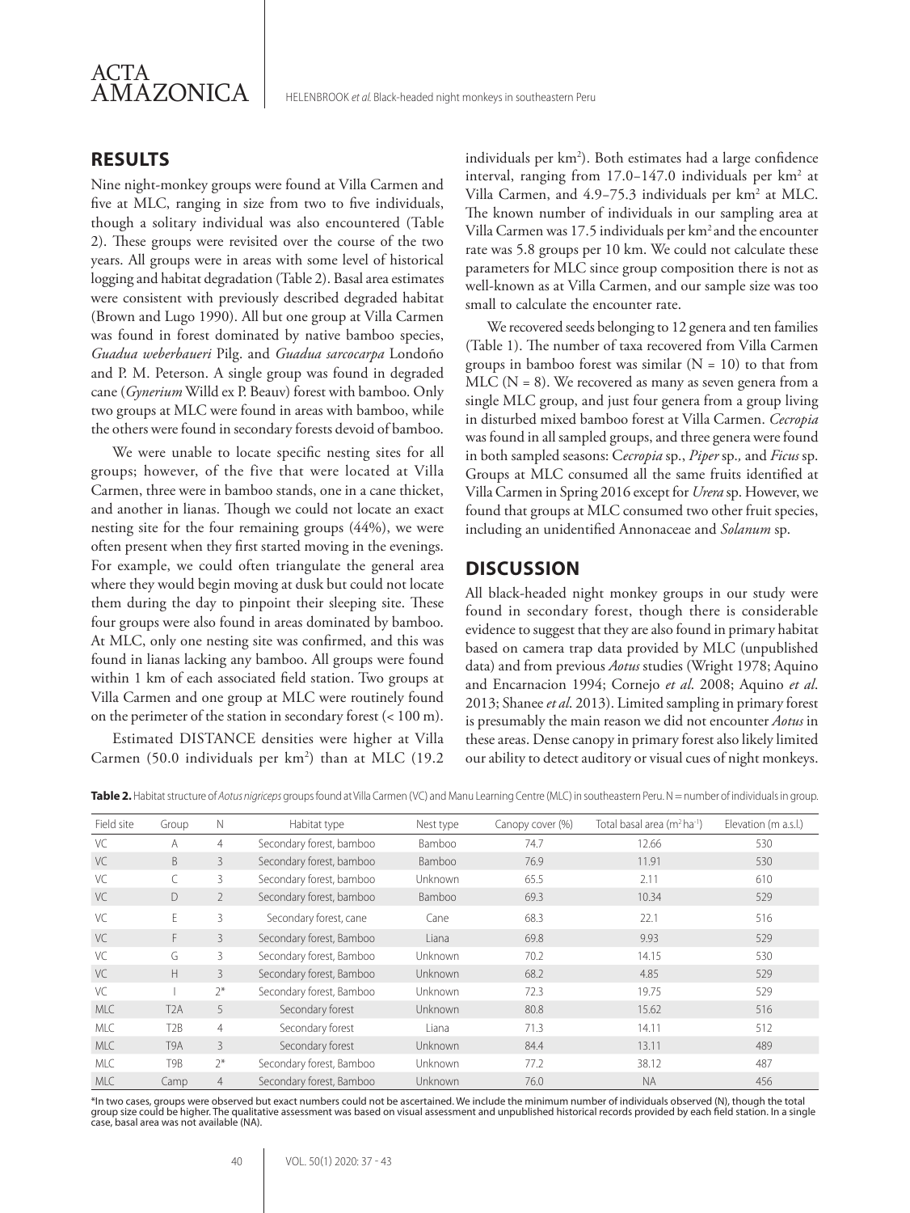## RESULTS

Nine night-monkey groups were found at Villa Carmen and five at MLC, ranging in size from two to five individuals, though a solitary individual was also encountered (Table 2). These groups were revisited over the course of the two years. All groups were in areas with some level of historical logging and habitat degradation (Table 2). Basal area estimates were consistent with previously described degraded habitat (Brown and Lugo 1990). All but one group at Villa Carmen was found in forest dominated by native bamboo species, *Guadua weberbaueri* Pilg. and *Guadua sarcocarpa* Londoño and P. M. Peterson. A single group was found in degraded cane (*Gynerium* Willd ex P. Beauv) forest with bamboo. Only two groups at MLC were found in areas with bamboo, while the others were found in secondary forests devoid of bamboo.

We were unable to locate specific nesting sites for all groups; however, of the five that were located at Villa Carmen, three were in bamboo stands, one in a cane thicket, and another in lianas. Though we could not locate an exact nesting site for the four remaining groups (44%), we were often present when they first started moving in the evenings. For example, we could often triangulate the general area where they would begin moving at dusk but could not locate them during the day to pinpoint their sleeping site. These four groups were also found in areas dominated by bamboo. At MLC, only one nesting site was confirmed, and this was found in lianas lacking any bamboo. All groups were found within 1 km of each associated field station. Two groups at Villa Carmen and one group at MLC were routinely found on the perimeter of the station in secondary forest (< 100 m).

Estimated DISTANCE densities were higher at Villa Carmen (50.0 individuals per km$^2$) than at MLC (19.2 individuals per km$^2$). Both estimates had a large confidence interval, ranging from 17.0–147.0 individuals per km$^2$ at Villa Carmen, and 4.9–75.3 individuals per km$^2$ at MLC. The known number of individuals in our sampling area at Villa Carmen was 17.5 individuals per km$^2$ and the encounter rate was 5.8 groups per 10 km. We could not calculate these parameters for MLC since group composition there is not as well-known as at Villa Carmen, and our sample size was too small to calculate the encounter rate.

We recovered seeds belonging to 12 genera and ten families (Table 1). The number of taxa recovered from Villa Carmen groups in bamboo forest was similar (N = 10) to that from MLC (N = 8). We recovered as many as seven genera from a single MLC group, and just four genera from a group living in disturbed mixed bamboo forest at Villa Carmen. *Cecropia* was found in all sampled groups, and three genera were found in both sampled seasons: *Cecropia* sp., *Piper* sp., and *Ficus* sp. Groups at MLC consumed all the same fruits identified at Villa Carmen in Spring 2016 except for *Urera* sp. However, we found that groups at MLC consumed two other fruit species, including an unidentified Annonaceae and *Solanum* sp.

## DISCUSSION

All black-headed night monkey groups in our study were found in secondary forest, though there is considerable evidence to suggest that they are also found in primary habitat based on camera trap data provided by MLC (unpublished data) and from previous *Aotus* studies (Wright 1978; Aquino and Encarnacion 1994; Cornejo *et al*. 2008; Aquino *et al*. 2013; Shanee *et al*. 2013). Limited sampling in primary forest is presumably the main reason we did not encounter *Aotus* in these areas. Dense canopy in primary forest also likely limited our ability to detect auditory or visual cues of night monkeys.

**Table 2.** Habitat structure of *Aotus nigriceps* groups found at Villa Carmen (VC) and Manu Learning Centre (MLC) in southeastern Peru. N = number of individuals in group.

| Field site | Group | N | Habitat type | Nest type | Canopy cover (%) | Total basal area (m$^2$ ha$^{-1}$) | Elevation (m a.s.l.) |
|---|---|---|---|---|---|---|---|
| VC | A | 4 | Secondary forest, bamboo | Bamboo | 74.7 | 12.66 | 530 |
| VC | B | 3 | Secondary forest, bamboo | Bamboo | 76.9 | 11.91 | 530 |
| VC | C | 3 | Secondary forest, bamboo | Unknown | 65.5 | 2.11 | 610 |
| VC | D | 2 | Secondary forest, bamboo | Bamboo | 69.3 | 10.34 | 529 |
| VC | E | 3 | Secondary forest, cane | Cane | 68.3 | 22.1 | 516 |
| VC | F | 3 | Secondary forest, Bamboo | Liana | 69.8 | 9.93 | 529 |
| VC | G | 3 | Secondary forest, Bamboo | Unknown | 70.2 | 14.15 | 530 |
| VC | H | 3 | Secondary forest, Bamboo | Unknown | 68.2 | 4.85 | 529 |
| VC | I | 2* | Secondary forest, Bamboo | Unknown | 72.3 | 19.75 | 529 |
| MLC | T2A | 5 | Secondary forest | Unknown | 80.8 | 15.62 | 516 |
| MLC | T2B | 4 | Secondary forest | Liana | 71.3 | 14.11 | 512 |
| MLC | T9A | 3 | Secondary forest | Unknown | 84.4 | 13.11 | 489 |
| MLC | T9B | 2* | Secondary forest, Bamboo | Unknown | 77.2 | 38.12 | 487 |
| MLC | Camp | 4 | Secondary forest, Bamboo | Unknown | 76.0 | NA | 456 |

*In two cases, groups were observed but exact numbers could not be ascertained. We include the minimum number of individuals observed (N), though the total group size could be higher. The qualitative assessment was based on visual assessment and unpublished historical records provided by each field station. In a single case, basal area was not available (NA).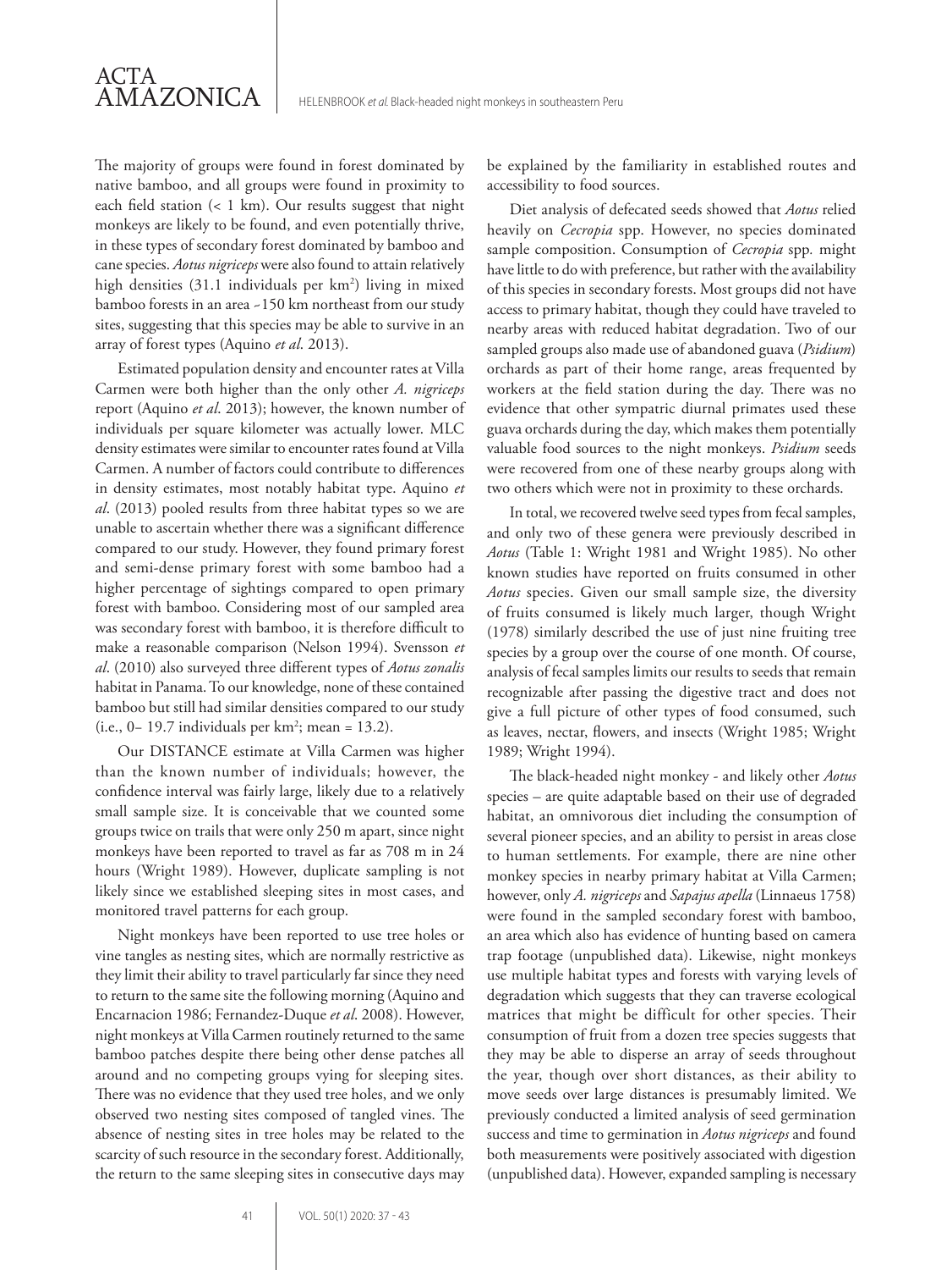The majority of groups were found in forest dominated by native bamboo, and all groups were found in proximity to each field station (< 1 km). Our results suggest that night monkeys are likely to be found, and even potentially thrive, in these types of secondary forest dominated by bamboo and cane species. *Aotus nigriceps* were also found to attain relatively high densities (31.1 individuals per $km^2$) living in mixed bamboo forests in an area ~150 km northeast from our study sites, suggesting that this species may be able to survive in an array of forest types (Aquino *et al*. 2013).

Estimated population density and encounter rates at Villa Carmen were both higher than the only other *A. nigriceps* report (Aquino *et al*. 2013); however, the known number of individuals per square kilometer was actually lower. MLC density estimates were similar to encounter rates found at Villa Carmen. A number of factors could contribute to differences in density estimates, most notably habitat type. Aquino *et al*. (2013) pooled results from three habitat types so we are unable to ascertain whether there was a significant difference compared to our study. However, they found primary forest and semi-dense primary forest with some bamboo had a higher percentage of sightings compared to open primary forest with bamboo. Considering most of our sampled area was secondary forest with bamboo, it is therefore difficult to make a reasonable comparison (Nelson 1994). Svensson *et al*. (2010) also surveyed three different types of *Aotus zonalis* habitat in Panama. To our knowledge, none of these contained bamboo but still had similar densities compared to our study (i.e., 0– 19.7 individuals per $km^2$; mean = 13.2).

Our DISTANCE estimate at Villa Carmen was higher than the known number of individuals; however, the confidence interval was fairly large, likely due to a relatively small sample size. It is conceivable that we counted some groups twice on trails that were only 250 m apart, since night monkeys have been reported to travel as far as 708 m in 24 hours (Wright 1989). However, duplicate sampling is not likely since we established sleeping sites in most cases, and monitored travel patterns for each group.

Night monkeys have been reported to use tree holes or vine tangles as nesting sites, which are normally restrictive as they limit their ability to travel particularly far since they need to return to the same site the following morning (Aquino and Encarnacion 1986; Fernandez-Duque *et al*. 2008). However, night monkeys at Villa Carmen routinely returned to the same bamboo patches despite there being other dense patches all around and no competing groups vying for sleeping sites. There was no evidence that they used tree holes, and we only observed two nesting sites composed of tangled vines. The absence of nesting sites in tree holes may be related to the scarcity of such resource in the secondary forest. Additionally, the return to the same sleeping sites in consecutive days may be explained by the familiarity in established routes and accessibility to food sources.

Diet analysis of defecated seeds showed that *Aotus* relied heavily on *Cecropia* spp. However, no species dominated sample composition. Consumption of *Cecropia* spp. might have little to do with preference, but rather with the availability of this species in secondary forests. Most groups did not have access to primary habitat, though they could have traveled to nearby areas with reduced habitat degradation. Two of our sampled groups also made use of abandoned guava (*Psidium*) orchards as part of their home range, areas frequented by workers at the field station during the day. There was no evidence that other sympatric diurnal primates used these guava orchards during the day, which makes them potentially valuable food sources to the night monkeys. *Psidium* seeds were recovered from one of these nearby groups along with two others which were not in proximity to these orchards.

In total, we recovered twelve seed types from fecal samples, and only two of these genera were previously described in *Aotus* (Table 1: Wright 1981 and Wright 1985). No other known studies have reported on fruits consumed in other *Aotus* species. Given our small sample size, the diversity of fruits consumed is likely much larger, though Wright (1978) similarly described the use of just nine fruiting tree species by a group over the course of one month. Of course, analysis of fecal samples limits our results to seeds that remain recognizable after passing the digestive tract and does not give a full picture of other types of food consumed, such as leaves, nectar, flowers, and insects (Wright 1985; Wright 1989; Wright 1994).

The black-headed night monkey - and likely other *Aotus* species – are quite adaptable based on their use of degraded habitat, an omnivorous diet including the consumption of several pioneer species, and an ability to persist in areas close to human settlements. For example, there are nine other monkey species in nearby primary habitat at Villa Carmen; however, only *A. nigriceps* and *Sapajus apella* (Linnaeus 1758) were found in the sampled secondary forest with bamboo, an area which also has evidence of hunting based on camera trap footage (unpublished data). Likewise, night monkeys use multiple habitat types and forests with varying levels of degradation which suggests that they can traverse ecological matrices that might be difficult for other species. Their consumption of fruit from a dozen tree species suggests that they may be able to disperse an array of seeds throughout the year, though over short distances, as their ability to move seeds over large distances is presumably limited. We previously conducted a limited analysis of seed germination success and time to germination in *Aotus nigriceps* and found both measurements were positively associated with digestion (unpublished data). However, expanded sampling is necessary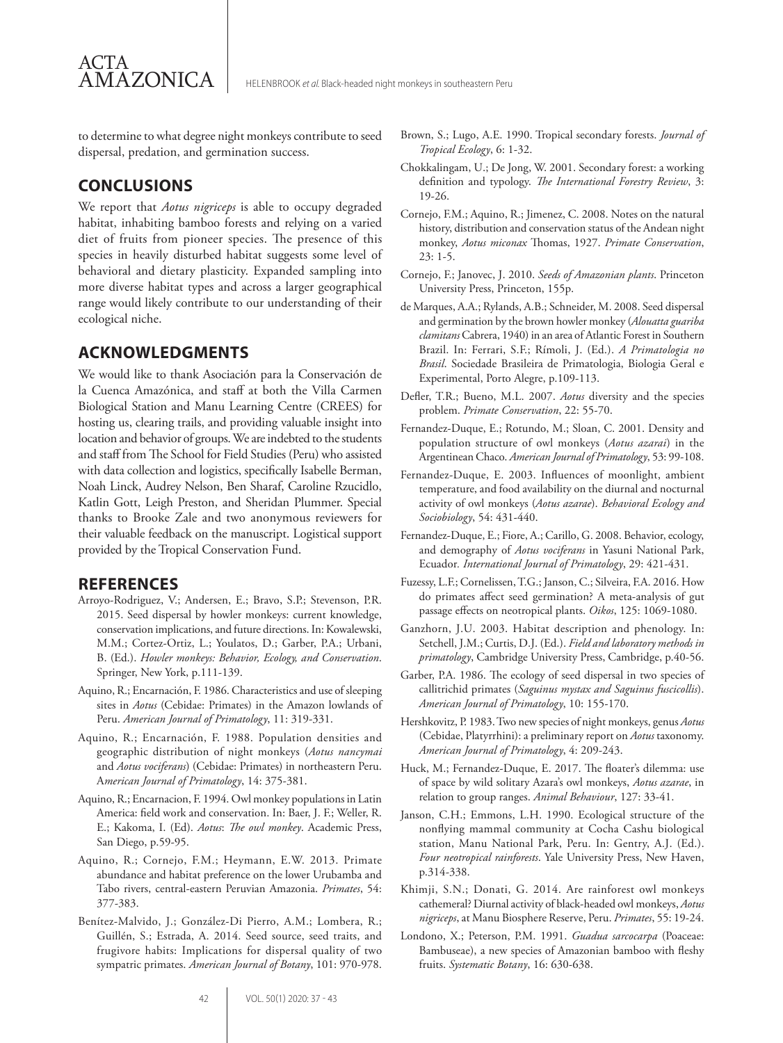to determine to what degree night monkeys contribute to seed dispersal, predation, and germination success.

## CONCLUSIONS

We report that *Aotus nigriceps* is able to occupy degraded habitat, inhabiting bamboo forests and relying on a varied diet of fruits from pioneer species. The presence of this species in heavily disturbed habitat suggests some level of behavioral and dietary plasticity. Expanded sampling into more diverse habitat types and across a larger geographical range would likely contribute to our understanding of their ecological niche.

## ACKNOWLEDGMENTS

We would like to thank Asociación para la Conservación de la Cuenca Amazónica, and staff at both the Villa Carmen Biological Station and Manu Learning Centre (CREES) for hosting us, clearing trails, and providing valuable insight into location and behavior of groups. We are indebted to the students and staff from The School for Field Studies (Peru) who assisted with data collection and logistics, specifically Isabelle Berman, Noah Linck, Audrey Nelson, Ben Sharaf, Caroline Rzucidlo, Katlin Gott, Leigh Preston, and Sheridan Plummer. Special thanks to Brooke Zale and two anonymous reviewers for their valuable feedback on the manuscript. Logistical support provided by the Tropical Conservation Fund.

## REFERENCES

Arroyo-Rodriguez, V.; Andersen, E.; Bravo, S.P.; Stevenson, P.R. 2015. Seed dispersal by howler monkeys: current knowledge, conservation implications, and future directions. In: Kowalewski, M.M.; Cortez-Ortiz, L.; Youlatos, D.; Garber, P.A.; Urbani, B. (Ed.). *Howler monkeys: Behavior, Ecology, and Conservation*. Springer, New York, p.111-139.

Aquino, R.; Encarnación, F. 1986. Characteristics and use of sleeping sites in *Aotus* (Cebidae: Primates) in the Amazon lowlands of Peru. *American Journal of Primatology*, 11: 319-331.

Aquino, R.; Encarnación, F. 1988. Population densities and geographic distribution of night monkeys (*Aotus nancymai* and *Aotus vociferans*) (Cebidae: Primates) in northeastern Peru. *American Journal of Primatology*, 14: 375-381.

Aquino, R.; Encarnacion, F. 1994. Owl monkey populations in Latin America: field work and conservation. In: Baer, J. F.; Weller, R. E.; Kakoma, I. (Ed). *Aotus*: *The owl monkey*. Academic Press, San Diego, p.59-95.

Aquino, R.; Cornejo, F.M.; Heymann, E.W. 2013. Primate abundance and habitat preference on the lower Urubamba and Tabo rivers, central-eastern Peruvian Amazonia. *Primates*, 54: 377-383.

Benítez-Malvido, J.; González-Di Pierro, A.M.; Lombera, R.; Guillén, S.; Estrada, A. 2014. Seed source, seed traits, and frugivore habits: Implications for dispersal quality of two sympatric primates. *American Journal of Botany*, 101: 970-978.

Brown, S.; Lugo, A.E. 1990. Tropical secondary forests. *Journal of Tropical Ecology*, 6: 1-32.

Chokkalingam, U.; De Jong, W. 2001. Secondary forest: a working definition and typology. *The International Forestry Review*, 3: 19-26.

Cornejo, F.M.; Aquino, R.; Jimenez, C. 2008. Notes on the natural history, distribution and conservation status of the Andean night monkey, *Aotus miconax* Thomas, 1927. *Primate Conservation*, 23: 1-5.

Cornejo, F.; Janovec, J. 2010. *Seeds of Amazonian plants*. Princeton University Press, Princeton, 155p.

de Marques, A.A.; Rylands, A.B.; Schneider, M. 2008. Seed dispersal and germination by the brown howler monkey (*Alouatta guariba clamitans* Cabrera, 1940) in an area of Atlantic Forest in Southern Brazil. In: Ferrari, S.F.; Rímoli, J. (Ed.). *A Primatologia no Brasil*. Sociedade Brasileira de Primatologia, Biologia Geral e Experimental, Porto Alegre, p.109-113.

Defler, T.R.; Bueno, M.L. 2007. *Aotus* diversity and the species problem. *Primate Conservation*, 22: 55-70.

Fernandez-Duque, E.; Rotundo, M.; Sloan, C. 2001. Density and population structure of owl monkeys (*Aotus azarai*) in the Argentinean Chaco. *American Journal of Primatology*, 53: 99-108.

Fernandez-Duque, E. 2003. Influences of moonlight, ambient temperature, and food availability on the diurnal and nocturnal activity of owl monkeys (*Aotus azarae*). *Behavioral Ecology and Sociobiology*, 54: 431-440.

Fernandez-Duque, E.; Fiore, A.; Carillo, G. 2008. Behavior, ecology, and demography of *Aotus vociferans* in Yasuni National Park, Ecuador. *International Journal of Primatology*, 29: 421-431.

Fuzessy, L.F.; Cornelissen, T.G.; Janson, C.; Silveira, F.A. 2016. How do primates affect seed germination? A meta-analysis of gut passage effects on neotropical plants. *Oikos*, 125: 1069-1080.

Ganzhorn, J.U. 2003. Habitat description and phenology. In: Setchell, J.M.; Curtis, D.J. (Ed.). *Field and laboratory methods in primatology*, Cambridge University Press, Cambridge, p.40-56.

Garber, P.A. 1986. The ecology of seed dispersal in two species of callitrichid primates (*Saguinus mystax and Saguinus fuscicollis*). *American Journal of Primatology*, 10: 155-170.

Hershkovitz, P. 1983. Two new species of night monkeys, genus *Aotus* (Cebidae, Platyrrhini): a preliminary report on *Aotus* taxonomy. *American Journal of Primatology*, 4: 209-243.

Huck, M.; Fernandez-Duque, E. 2017. The floater's dilemma: use of space by wild solitary Azara's owl monkeys, *Aotus azarae*, in relation to group ranges. *Animal Behaviour*, 127: 33-41.

Janson, C.H.; Emmons, L.H. 1990. Ecological structure of the nonflying mammal community at Cocha Cashu biological station, Manu National Park, Peru. In: Gentry, A.J. (Ed.). *Four neotropical rainforests*. Yale University Press, New Haven, p.314-338.

Khimji, S.N.; Donati, G. 2014. Are rainforest owl monkeys cathemeral? Diurnal activity of black-headed owl monkeys, *Aotus nigriceps*, at Manu Biosphere Reserve, Peru. *Primates*, 55: 19-24.

Londono, X.; Peterson, P.M. 1991. *Guadua sarcocarpa* (Poaceae: Bambuseae), a new species of Amazonian bamboo with fleshy fruits. *Systematic Botany*, 16: 630-638.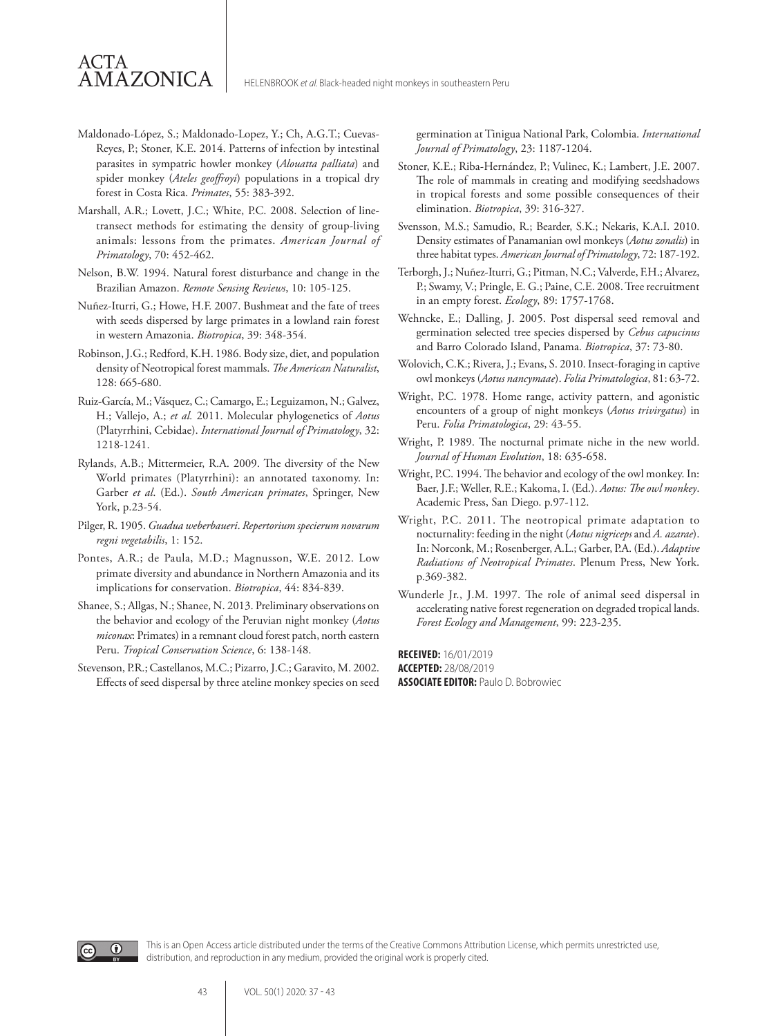Maldonado-López, S.; Maldonado-Lopez, Y.; Ch, A.G.T.; Cuevas-Reyes, P.; Stoner, K.E. 2014. Patterns of infection by intestinal parasites in sympatric howler monkey (*Alouatta palliata*) and spider monkey (*Ateles geoffroyi*) populations in a tropical dry forest in Costa Rica. *Primates*, 55: 383-392.

Marshall, A.R.; Lovett, J.C.; White, P.C. 2008. Selection of line-transect methods for estimating the density of group-living animals: lessons from the primates. *American Journal of Primatology*, 70: 452-462.

Nelson, B.W. 1994. Natural forest disturbance and change in the Brazilian Amazon. *Remote Sensing Reviews*, 10: 105-125.

Nuñez-Iturri, G.; Howe, H.F. 2007. Bushmeat and the fate of trees with seeds dispersed by large primates in a lowland rain forest in western Amazonia. *Biotropica*, 39: 348-354.

Robinson, J.G.; Redford, K.H. 1986. Body size, diet, and population density of Neotropical forest mammals. *The American Naturalist*, 128: 665-680.

Ruiz-García, M.; Vásquez, C.; Camargo, E.; Leguizamon, N.; Galvez, H.; Vallejo, A.; *et al.* 2011. Molecular phylogenetics of *Aotus* (Platyrrhini, Cebidae). *International Journal of Primatology*, 32: 1218-1241.

Rylands, A.B.; Mittermeier, R.A. 2009. The diversity of the New World primates (Platyrrhini): an annotated taxonomy. In: Garber *et al*. (Ed.). *South American primates*, Springer, New York, p.23-54.

Pilger, R. 1905. *Guadua weberbaueri*. *Repertorium specierum novarum regni vegetabilis*, 1: 152.

Pontes, A.R.; de Paula, M.D.; Magnusson, W.E. 2012. Low primate diversity and abundance in Northern Amazonia and its implications for conservation. *Biotropica*, 44: 834-839.

Shanee, S.; Allgas, N.; Shanee, N. 2013. Preliminary observations on the behavior and ecology of the Peruvian night monkey (*Aotus miconax*: Primates) in a remnant cloud forest patch, north eastern Peru. *Tropical Conservation Science*, 6: 138-148.

Stevenson, P.R.; Castellanos, M.C.; Pizarro, J.C.; Garavito, M. 2002. Effects of seed dispersal by three ateline monkey species on seed germination at Tinigua National Park, Colombia. *International Journal of Primatology*, 23: 1187-1204.

Stoner, K.E.; Riba-Hernández, P.; Vulinec, K.; Lambert, J.E. 2007. The role of mammals in creating and modifying seedshadows in tropical forests and some possible consequences of their elimination. *Biotropica*, 39: 316-327.

Svensson, M.S.; Samudio, R.; Bearder, S.K.; Nekaris, K.A.I. 2010. Density estimates of Panamanian owl monkeys (*Aotus zonalis*) in three habitat types. *American Journal of Primatology*, 72: 187-192.

Terborgh, J.; Nuñez-Iturri, G.; Pitman, N.C.; Valverde, F.H.; Alvarez, P.; Swamy, V.; Pringle, E. G.; Paine, C.E. 2008. Tree recruitment in an empty forest. *Ecology*, 89: 1757-1768.

Wehncke, E.; Dalling, J. 2005. Post dispersal seed removal and germination selected tree species dispersed by *Cebus capucinus* and Barro Colorado Island, Panama. *Biotropica*, 37: 73-80.

Wolovich, C.K.; Rivera, J.; Evans, S. 2010. Insect-foraging in captive owl monkeys (*Aotus nancymaae*). *Folia Primatologica*, 81: 63-72.

Wright, P.C. 1978. Home range, activity pattern, and agonistic encounters of a group of night monkeys (*Aotus trivirgatus*) in Peru. *Folia Primatologica*, 29: 43-55.

Wright, P. 1989. The nocturnal primate niche in the new world. *Journal of Human Evolution*, 18: 635-658.

Wright, P.C. 1994. The behavior and ecology of the owl monkey. In: Baer, J.F.; Weller, R.E.; Kakoma, I. (Ed.). *Aotus: The owl monkey*. Academic Press, San Diego. p.97-112.

Wright, P.C. 2011. The neotropical primate adaptation to nocturnality: feeding in the night (*Aotus nigriceps* and *A. azarae*). In: Norconk, M.; Rosenberger, A.L.; Garber, P.A. (Ed.). *Adaptive Radiations of Neotropical Primates*. Plenum Press, New York. p.369-382.

Wunderle Jr., J.M. 1997. The role of animal seed dispersal in accelerating native forest regeneration on degraded tropical lands. *Forest Ecology and Management*, 99: 223-235.

**RECEIVED:** 16/01/2019
**ACCEPTED:** 28/08/2019
**ASSOCIATE EDITOR:** Paulo D. Bobrowiec

This is an Open Access article distributed under the terms of the Creative Commons Attribution License, which permits unrestricted use, distribution, and reproduction in any medium, provided the original work is properly cited.